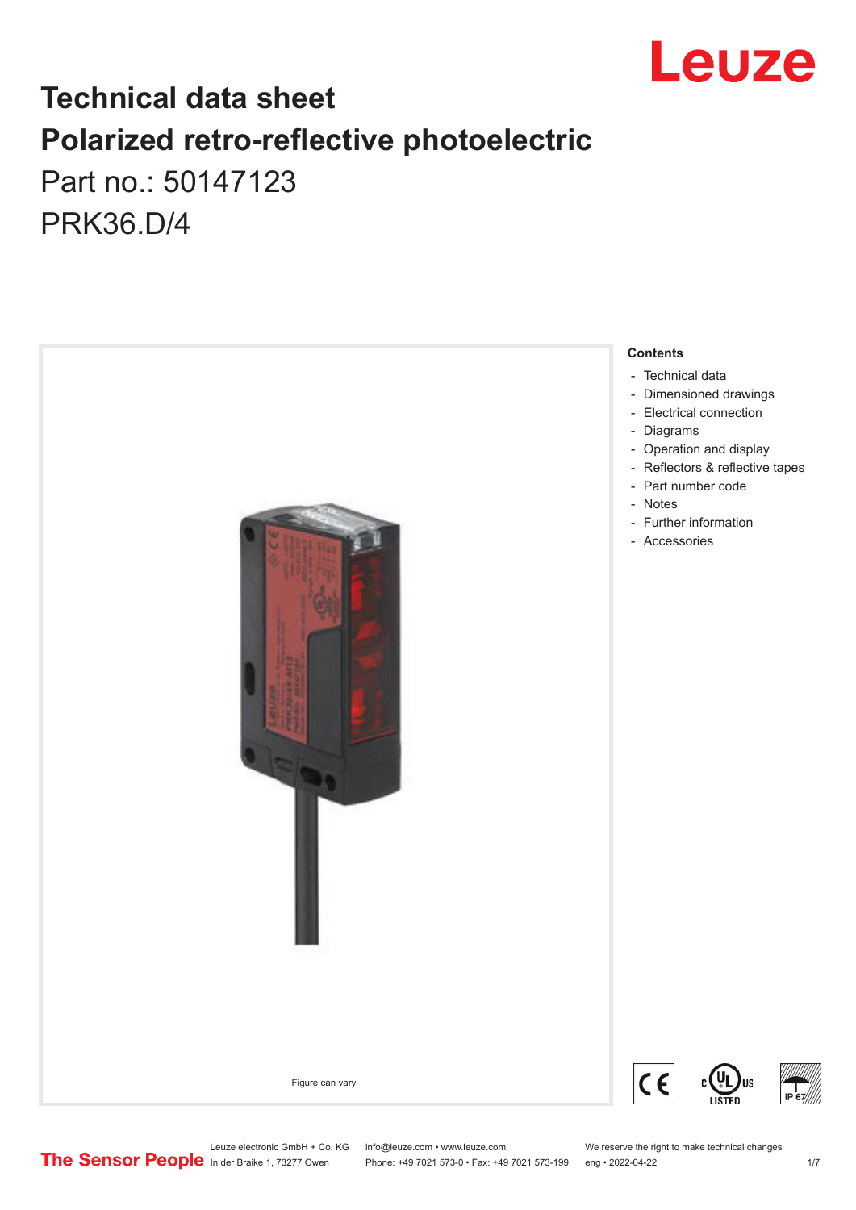# Technical data sheet

# Polarized retro-reflective photoelectric

Part no.: 50147123

PRK36.D/4

Figure can vary

**Contents**

- Technical data
- Dimensioned drawings
- Electrical connection
- Diagrams
- Operation and display
- Reflectors & reflective tapes
- Part number code
- Notes
- Further information
- Accessories

Leuze electronic GmbH + Co. KG
In der Braike 1, 73277 Owen

info@leuze.com • www.leuze.com
Phone: +49 7021 573-0 • Fax: +49 7021 573-199

We reserve the right to make technical changes
eng • 2022-04-22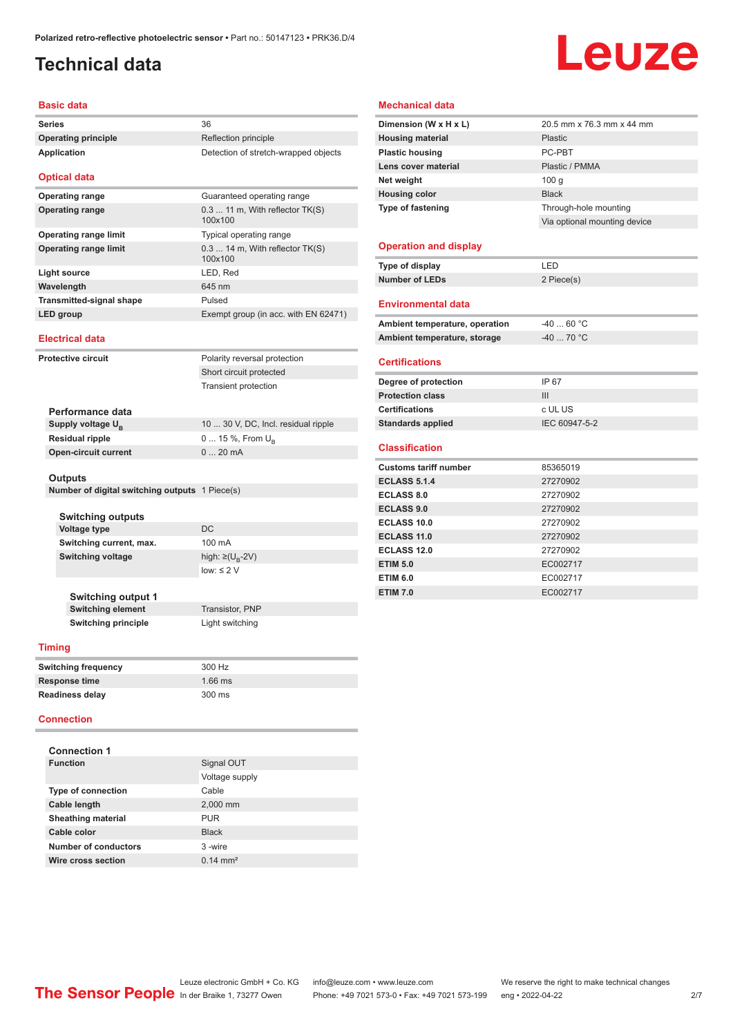# Technical data

## Basic data

| | |
|---|---|
| Series | 36 |
| Operating principle | Reflection principle |
| Application | Detection of stretch-wrapped objects |

## Optical data

| | |
|---|---|
| Operating range | Guaranteed operating range |
| Operating range | 0.3 ... 11 m, With reflector TK(S) 100x100 |
| Operating range limit | Typical operating range |
| Operating range limit | 0.3 ... 14 m, With reflector TK(S) 100x100 |
| Light source | LED, Red |
| Wavelength | 645 nm |
| Transmitted-signal shape | Pulsed |
| LED group | Exempt group (in acc. with EN 62471) |

## Electrical data

| | |
|---|---|
| Protective circuit | Polarity reversal protection |
| | Short circuit protected |
| | Transient protection |

### Performance data

| | |
|---|---|
| Supply voltage $U_B$ | 10 ... 30 V, DC, Incl. residual ripple |
| Residual ripple | 0 ... 15 %, From $U_B$ |
| Open-circuit current | 0 ... 20 mA |

### Outputs

| | |
|---|---|
| Number of digital switching outputs | 1 Piece(s) |

#### Switching outputs

| | |
|---|---|
| Voltage type | DC |
| Switching current, max. | 100 mA |
| Switching voltage | high: ≥($U_B$-2V) |
| | low: ≤ 2 V |

#### Switching output 1

| | |
|---|---|
| Switching element | Transistor, PNP |
| Switching principle | Light switching |

## Timing

| | |
|---|---|
| Switching frequency | 300 Hz |
| Response time | 1.66 ms |
| Readiness delay | 300 ms |

## Connection

### Connection 1

| | |
|---|---|
| Function | Signal OUT |
| | Voltage supply |
| Type of connection | Cable |
| Cable length | 2,000 mm |
| Sheathing material | PUR |
| Cable color | Black |
| Number of conductors | 3 -wire |
| Wire cross section | 0.14 mm² |

## Mechanical data

| | |
|---|---|
| Dimension (W x H x L) | 20.5 mm x 76.3 mm x 44 mm |
| Housing material | Plastic |
| Plastic housing | PC-PBT |
| Lens cover material | Plastic / PMMA |
| Net weight | 100 g |
| Housing color | Black |
| Type of fastening | Through-hole mounting |
| | Via optional mounting device |

## Operation and display

| | |
|---|---|
| Type of display | LED |
| Number of LEDs | 2 Piece(s) |

## Environmental data

| | |
|---|---|
| Ambient temperature, operation | -40 ... 60 °C |
| Ambient temperature, storage | -40 ... 70 °C |

## Certifications

| | |
|---|---|
| Degree of protection | IP 67 |
| Protection class | III |
| Certifications | c UL US |
| Standards applied | IEC 60947-5-2 |

## Classification

| | |
|---|---|
| Customs tariff number | 85365019 |
| ECLASS 5.1.4 | 27270902 |
| ECLASS 8.0 | 27270902 |
| ECLASS 9.0 | 27270902 |
| ECLASS 10.0 | 27270902 |
| ECLASS 11.0 | 27270902 |
| ECLASS 12.0 | 27270902 |
| ETIM 5.0 | EC002717 |
| ETIM 6.0 | EC002717 |
| ETIM 7.0 | EC002717 |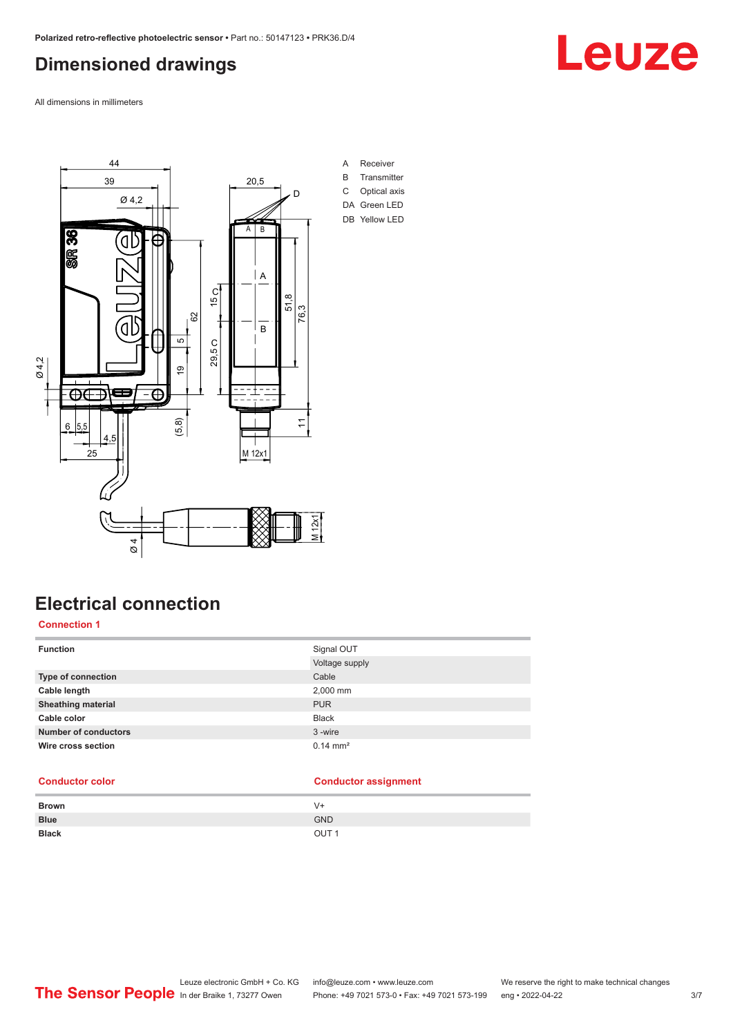## Dimensioned drawings

All dimensions in millimeters

A Receiver
B Transmitter
C Optical axis
DA Green LED
DB Yellow LED

## Electrical connection

### Connection 1

| Function | Signal OUT |
|---|---|
| | Voltage supply |
| Type of connection | Cable |
| Cable length | 2,000 mm |
| Sheathing material | PUR |
| Cable color | Black |
| Number of conductors | 3 -wire |
| Wire cross section | 0.14 mm² |

| Conductor color | Conductor assignment |
|---|---|
| Brown | V+ |
| Blue | GND |
| Black | OUT 1 |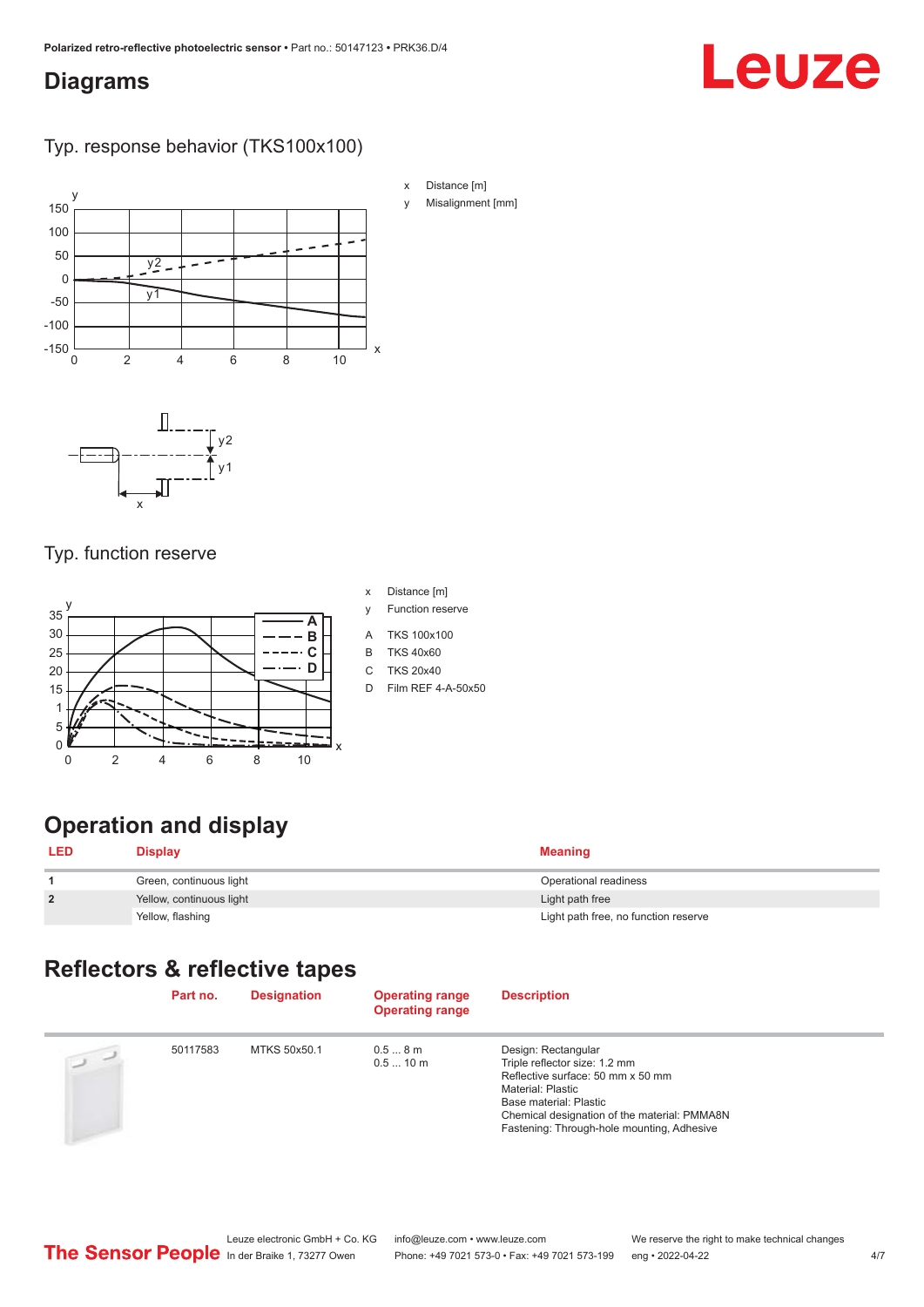## Diagrams

### Typ. response behavior (TKS100x100)

x Distance [m]
y Misalignment [mm]

### Typ. function reserve

x Distance [m]
y Function reserve

A TKS 100x100
B TKS 40x60
C TKS 20x40
D Film REF 4-A-50x50

## Operation and display

| LED | Display | Meaning |
|---|---|---|
| 1 | Green, continuous light | Operational readiness |
| 2 | Yellow, continuous light | Light path free |
| | Yellow, flashing | Light path free, no function reserve |

## Reflectors & reflective tapes

| | Part no. | Designation | Operating range Operating range | Description |
|---|---|---|---|---|
| | 50117583 | MTKS 50x50.1 | 0.5 ... 8 m<br>0.5 ... 10 m | Design: Rectangular<br>Triple reflector size: 1.2 mm<br>Reflective surface: 50 mm x 50 mm<br>Material: Plastic<br>Base material: Plastic<br>Chemical designation of the material: PMMA8N<br>Fastening: Through-hole mounting, Adhesive |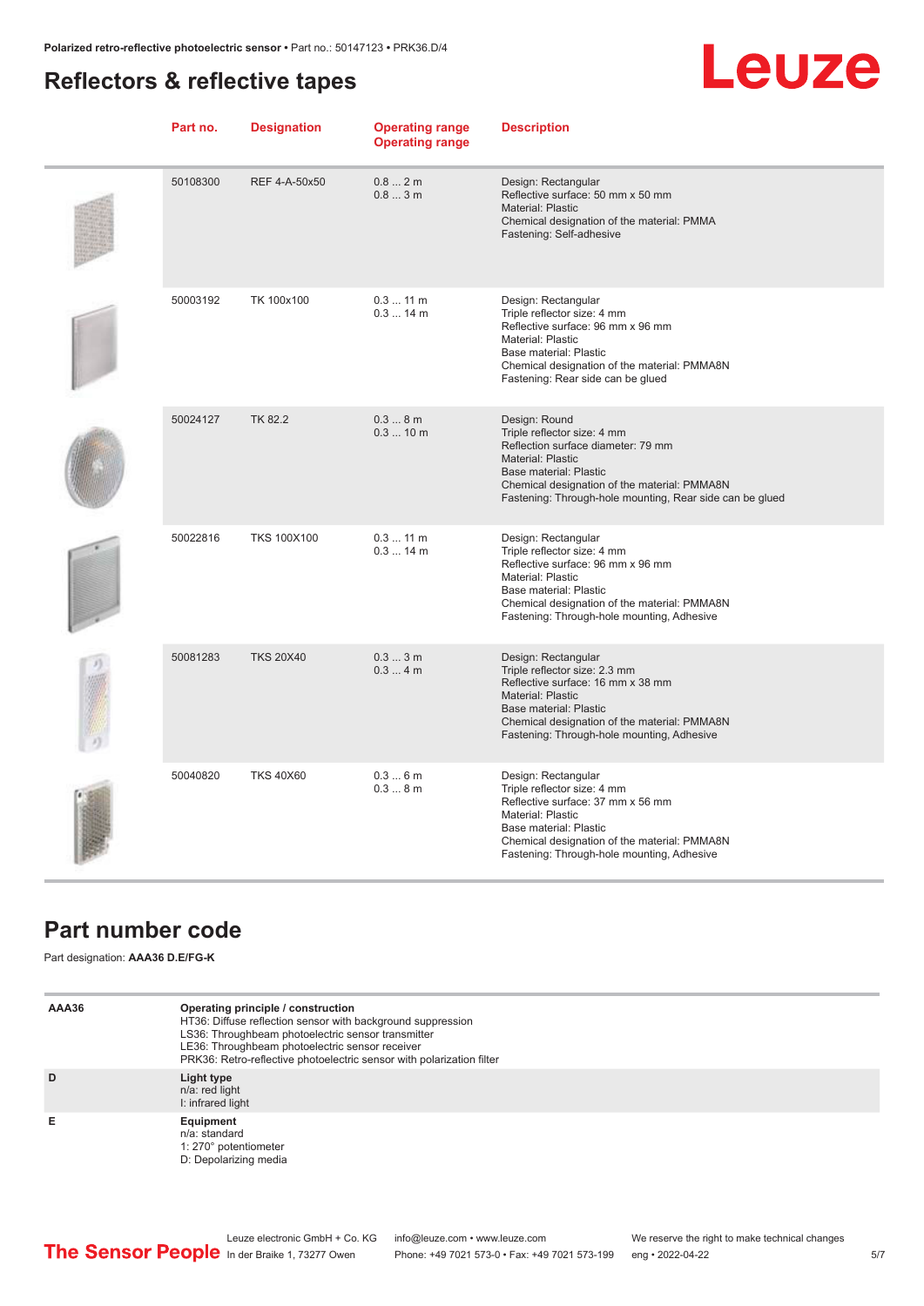## Reflectors & reflective tapes

| Part no. | Designation | Operating range<br>Operating range | Description |
|---|---|---|---|
| 50108300 | REF 4-A-50x50 | 0.8 ... 2 m<br>0.8 ... 3 m | Design: Rectangular<br>Reflective surface: 50 mm x 50 mm<br>Material: Plastic<br>Chemical designation of the material: PMMA<br>Fastening: Self-adhesive |
| 50003192 | TK 100x100 | 0.3 ... 11 m<br>0.3 ... 14 m | Design: Rectangular<br>Triple reflector size: 4 mm<br>Reflective surface: 96 mm x 96 mm<br>Material: Plastic<br>Base material: Plastic<br>Chemical designation of the material: PMMA8N<br>Fastening: Rear side can be glued |
| 50024127 | TK 82.2 | 0.3 ... 8 m<br>0.3 ... 10 m | Design: Round<br>Triple reflector size: 4 mm<br>Reflection surface diameter: 79 mm<br>Material: Plastic<br>Base material: Plastic<br>Chemical designation of the material: PMMA8N<br>Fastening: Through-hole mounting, Rear side can be glued |
| 50022816 | TKS 100X100 | 0.3 ... 11 m<br>0.3 ... 14 m | Design: Rectangular<br>Triple reflector size: 4 mm<br>Reflective surface: 96 mm x 96 mm<br>Material: Plastic<br>Base material: Plastic<br>Chemical designation of the material: PMMA8N<br>Fastening: Through-hole mounting, Adhesive |
| 50081283 | TKS 20X40 | 0.3 ... 3 m<br>0.3 ... 4 m | Design: Rectangular<br>Triple reflector size: 2.3 mm<br>Reflective surface: 16 mm x 38 mm<br>Material: Plastic<br>Base material: Plastic<br>Chemical designation of the material: PMMA8N<br>Fastening: Through-hole mounting, Adhesive |
| 50040820 | TKS 40X60 | 0.3 ... 6 m<br>0.3 ... 8 m | Design: Rectangular<br>Triple reflector size: 4 mm<br>Reflective surface: 37 mm x 56 mm<br>Material: Plastic<br>Base material: Plastic<br>Chemical designation of the material: PMMA8N<br>Fastening: Through-hole mounting, Adhesive |

## Part number code

Part designation: **AAA36 D.E/FG-K**

| | |
|---|---|
| **AAA36** | **Operating principle / construction**<br>HT36: Diffuse reflection sensor with background suppression<br>LS36: Throughbeam photoelectric sensor transmitter<br>LE36: Throughbeam photoelectric sensor receiver<br>PRK36: Retro-reflective photoelectric sensor with polarization filter |
| **D** | **Light type**<br>n/a: red light<br>I: infrared light |
| **E** | **Equipment**<br>n/a: standard<br>1: 270° potentiometer<br>D: Depolarizing media |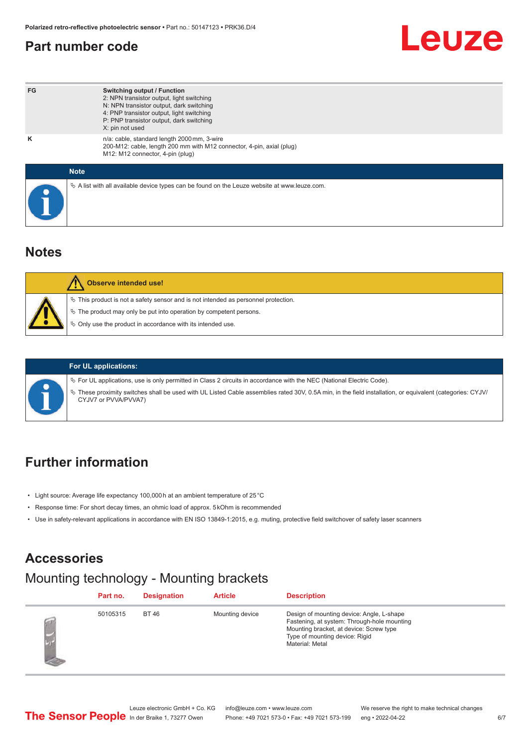## Part number code

| | |
|---|---|
| FG | **Switching output / Function**<br>2: NPN transistor output, light switching<br>N: NPN transistor output, dark switching<br>4: PNP transistor output, light switching<br>P: PNP transistor output, dark switching<br>X: pin not used |
| K | n/a: cable, standard length 2000 mm, 3-wire<br>200-M12: cable, length 200 mm with M12 connector, 4-pin, axial (plug)<br>M12: M12 connector, 4-pin (plug) |

**Note**

🔖 A list with all available device types can be found on the Leuze website at www.leuze.com.

## Notes

**Observe intended use!**

🔖 This product is not a safety sensor and is not intended as personnel protection.

🔖 The product may only be put into operation by competent persons.

🔖 Only use the product in accordance with its intended use.

**For UL applications:**

🔖 For UL applications, use is only permitted in Class 2 circuits in accordance with the NEC (National Electric Code).

🔖 These proximity switches shall be used with UL Listed Cable assemblies rated 30V, 0.5A min, in the field installation, or equivalent (categories: CYJV/CYJV7 or PVVA/PVVA7)

## Further information

- Light source: Average life expectancy 100,000 h at an ambient temperature of 25 °C
- Response time: For short decay times, an ohmic load of approx. 5 kOhm is recommended
- Use in safety-relevant applications in accordance with EN ISO 13849-1:2015, e.g. muting, protective field switchover of safety laser scanners

## Accessories

### Mounting technology - Mounting brackets

| Part no. | Designation | Article | Description |
|---|---|---|---|
| 50105315 | BT 46 | Mounting device | Design of mounting device: Angle, L-shape<br>Fastening, at system: Through-hole mounting<br>Mounting bracket, at device: Screw type<br>Type of mounting device: Rigid<br>Material: Metal |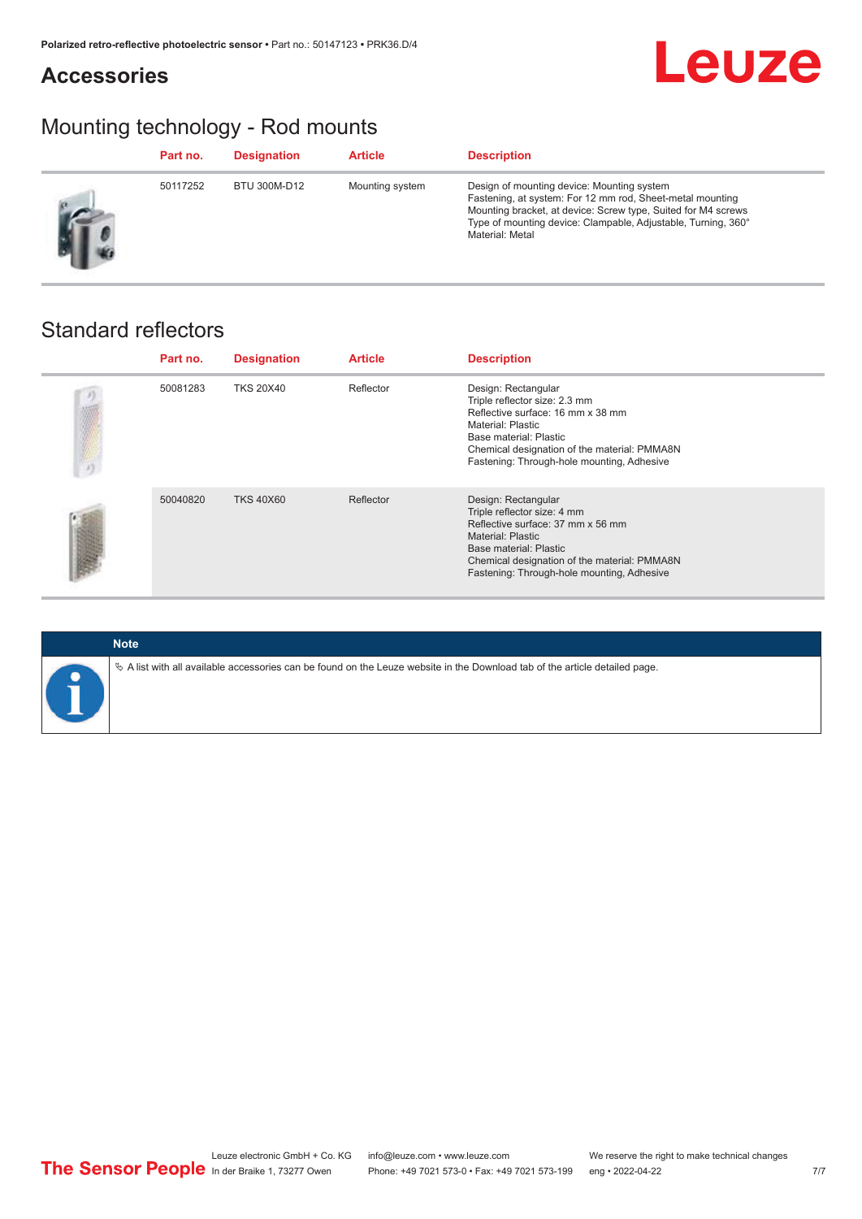## Accessories

# Mounting technology - Rod mounts

| | Part no. | Designation | Article | Description |
|---|---|---|---|---|
| | 50117252 | BTU 300M-D12 | Mounting system | Design of mounting device: Mounting system<br>Fastening, at system: For 12 mm rod, Sheet-metal mounting<br>Mounting bracket, at device: Screw type, Suited for M4 screws<br>Type of mounting device: Clampable, Adjustable, Turning, 360°<br>Material: Metal |

# Standard reflectors

| | Part no. | Designation | Article | Description |
|---|---|---|---|---|
| | 50081283 | TKS 20X40 | Reflector | Design: Rectangular<br>Triple reflector size: 2.3 mm<br>Reflective surface: 16 mm x 38 mm<br>Material: Plastic<br>Base material: Plastic<br>Chemical designation of the material: PMMA8N<br>Fastening: Through-hole mounting, Adhesive |
| | 50040820 | TKS 40X60 | Reflector | Design: Rectangular<br>Triple reflector size: 4 mm<br>Reflective surface: 37 mm x 56 mm<br>Material: Plastic<br>Base material: Plastic<br>Chemical designation of the material: PMMA8N<br>Fastening: Through-hole mounting, Adhesive |

**Note**

↬ A list with all available accessories can be found on the Leuze website in the Download tab of the article detailed page.